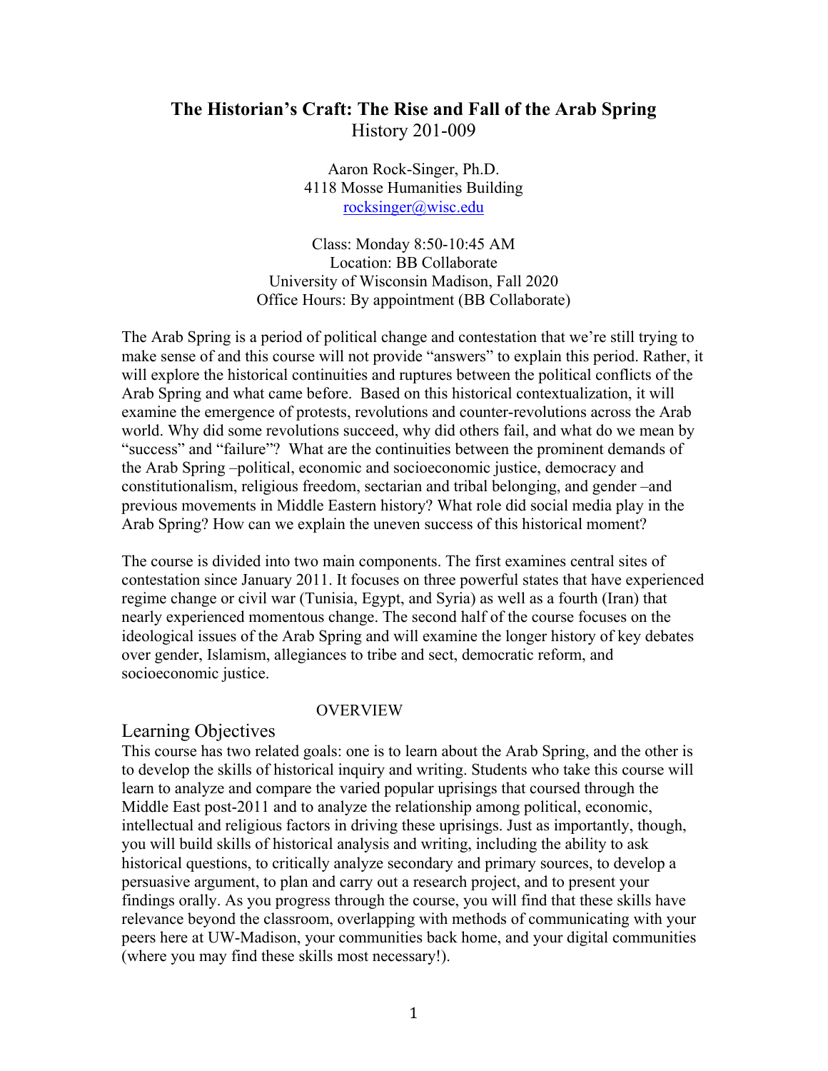# The Historian's Craft: The Rise and Fall of the Arab Spring

History 201-009

Aaron Rock-Singer, Ph.D.
4118 Mosse Humanities Building
rocksinger@wisc.edu

Class: Monday 8:50-10:45 AM
Location: BB Collaborate
University of Wisconsin Madison, Fall 2020
Office Hours: By appointment (BB Collaborate)

The Arab Spring is a period of political change and contestation that we're still trying to make sense of and this course will not provide "answers" to explain this period. Rather, it will explore the historical continuities and ruptures between the political conflicts of the Arab Spring and what came before. Based on this historical contextualization, it will examine the emergence of protests, revolutions and counter-revolutions across the Arab world. Why did some revolutions succeed, why did others fail, and what do we mean by "success" and "failure"? What are the continuities between the prominent demands of the Arab Spring –political, economic and socioeconomic justice, democracy and constitutionalism, religious freedom, sectarian and tribal belonging, and gender –and previous movements in Middle Eastern history? What role did social media play in the Arab Spring? How can we explain the uneven success of this historical moment?

The course is divided into two main components. The first examines central sites of contestation since January 2011. It focuses on three powerful states that have experienced regime change or civil war (Tunisia, Egypt, and Syria) as well as a fourth (Iran) that nearly experienced momentous change. The second half of the course focuses on the ideological issues of the Arab Spring and will examine the longer history of key debates over gender, Islamism, allegiances to tribe and sect, democratic reform, and socioeconomic justice.

## OVERVIEW

### Learning Objectives

This course has two related goals: one is to learn about the Arab Spring, and the other is to develop the skills of historical inquiry and writing. Students who take this course will learn to analyze and compare the varied popular uprisings that coursed through the Middle East post-2011 and to analyze the relationship among political, economic, intellectual and religious factors in driving these uprisings. Just as importantly, though, you will build skills of historical analysis and writing, including the ability to ask historical questions, to critically analyze secondary and primary sources, to develop a persuasive argument, to plan and carry out a research project, and to present your findings orally. As you progress through the course, you will find that these skills have relevance beyond the classroom, overlapping with methods of communicating with your peers here at UW-Madison, your communities back home, and your digital communities (where you may find these skills most necessary!).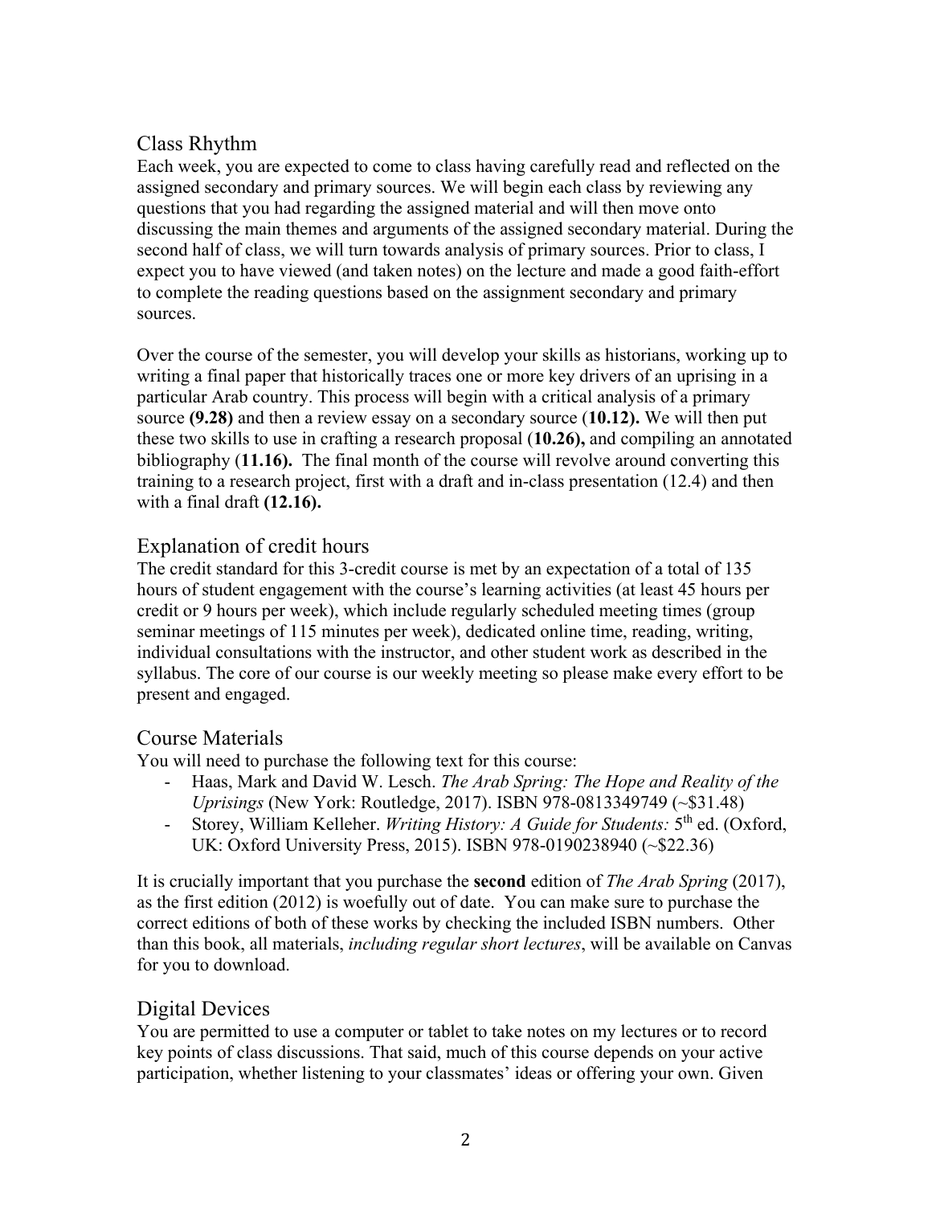## Class Rhythm

Each week, you are expected to come to class having carefully read and reflected on the assigned secondary and primary sources. We will begin each class by reviewing any questions that you had regarding the assigned material and will then move onto discussing the main themes and arguments of the assigned secondary material. During the second half of class, we will turn towards analysis of primary sources. Prior to class, I expect you to have viewed (and taken notes) on the lecture and made a good faith-effort to complete the reading questions based on the assignment secondary and primary sources.

Over the course of the semester, you will develop your skills as historians, working up to writing a final paper that historically traces one or more key drivers of an uprising in a particular Arab country. This process will begin with a critical analysis of a primary source **(9.28)** and then a review essay on a secondary source (**10.12).** We will then put these two skills to use in crafting a research proposal (**10.26),** and compiling an annotated bibliography (**11.16).** The final month of the course will revolve around converting this training to a research project, first with a draft and in-class presentation (12.4) and then with a final draft **(12.16).**

## Explanation of credit hours

The credit standard for this 3-credit course is met by an expectation of a total of 135 hours of student engagement with the course's learning activities (at least 45 hours per credit or 9 hours per week), which include regularly scheduled meeting times (group seminar meetings of 115 minutes per week), dedicated online time, reading, writing, individual consultations with the instructor, and other student work as described in the syllabus. The core of our course is our weekly meeting so please make every effort to be present and engaged.

## Course Materials

You will need to purchase the following text for this course:

- Haas, Mark and David W. Lesch. *The Arab Spring: The Hope and Reality of the Uprisings* (New York: Routledge, 2017). ISBN 978-0813349749 (~$31.48)
- Storey, William Kelleher. *Writing History: A Guide for Students:* 5th ed. (Oxford, UK: Oxford University Press, 2015). ISBN 978-0190238940 (~$22.36)

It is crucially important that you purchase the **second** edition of *The Arab Spring* (2017), as the first edition (2012) is woefully out of date. You can make sure to purchase the correct editions of both of these works by checking the included ISBN numbers. Other than this book, all materials, *including regular short lectures*, will be available on Canvas for you to download.

## Digital Devices

You are permitted to use a computer or tablet to take notes on my lectures or to record key points of class discussions. That said, much of this course depends on your active participation, whether listening to your classmates' ideas or offering your own. Given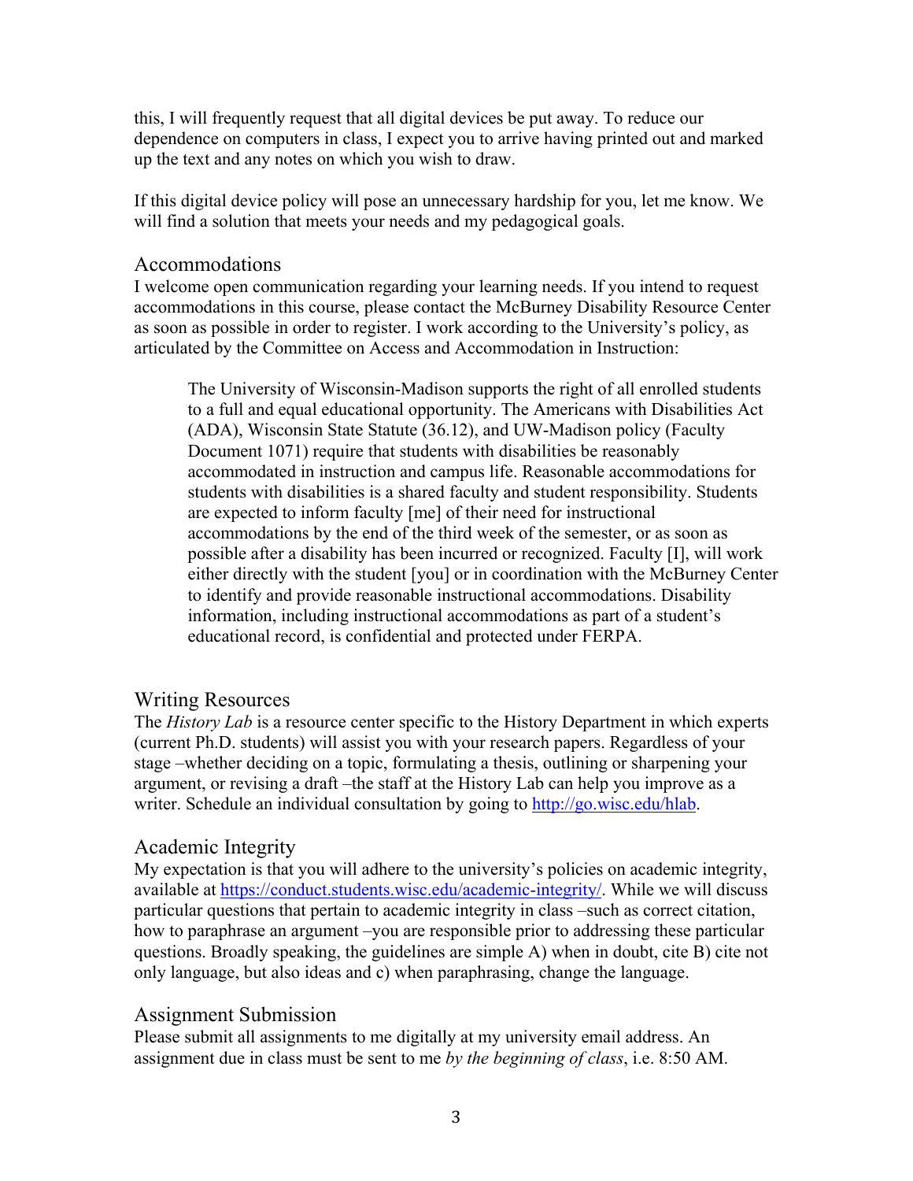this, I will frequently request that all digital devices be put away. To reduce our dependence on computers in class, I expect you to arrive having printed out and marked up the text and any notes on which you wish to draw.

If this digital device policy will pose an unnecessary hardship for you, let me know. We will find a solution that meets your needs and my pedagogical goals.

## Accommodations

I welcome open communication regarding your learning needs. If you intend to request accommodations in this course, please contact the McBurney Disability Resource Center as soon as possible in order to register. I work according to the University's policy, as articulated by the Committee on Access and Accommodation in Instruction:

> The University of Wisconsin-Madison supports the right of all enrolled students to a full and equal educational opportunity. The Americans with Disabilities Act (ADA), Wisconsin State Statute (36.12), and UW-Madison policy (Faculty Document 1071) require that students with disabilities be reasonably accommodated in instruction and campus life. Reasonable accommodations for students with disabilities is a shared faculty and student responsibility. Students are expected to inform faculty [me] of their need for instructional accommodations by the end of the third week of the semester, or as soon as possible after a disability has been incurred or recognized. Faculty [I], will work either directly with the student [you] or in coordination with the McBurney Center to identify and provide reasonable instructional accommodations. Disability information, including instructional accommodations as part of a student's educational record, is confidential and protected under FERPA.

## Writing Resources

The *History Lab* is a resource center specific to the History Department in which experts (current Ph.D. students) will assist you with your research papers. Regardless of your stage –whether deciding on a topic, formulating a thesis, outlining or sharpening your argument, or revising a draft –the staff at the History Lab can help you improve as a writer. Schedule an individual consultation by going to http://go.wisc.edu/hlab.

## Academic Integrity

My expectation is that you will adhere to the university's policies on academic integrity, available at https://conduct.students.wisc.edu/academic-integrity/. While we will discuss particular questions that pertain to academic integrity in class –such as correct citation, how to paraphrase an argument –you are responsible prior to addressing these particular questions. Broadly speaking, the guidelines are simple A) when in doubt, cite B) cite not only language, but also ideas and c) when paraphrasing, change the language.

## Assignment Submission

Please submit all assignments to me digitally at my university email address. An assignment due in class must be sent to me *by the beginning of class*, i.e. 8:50 AM.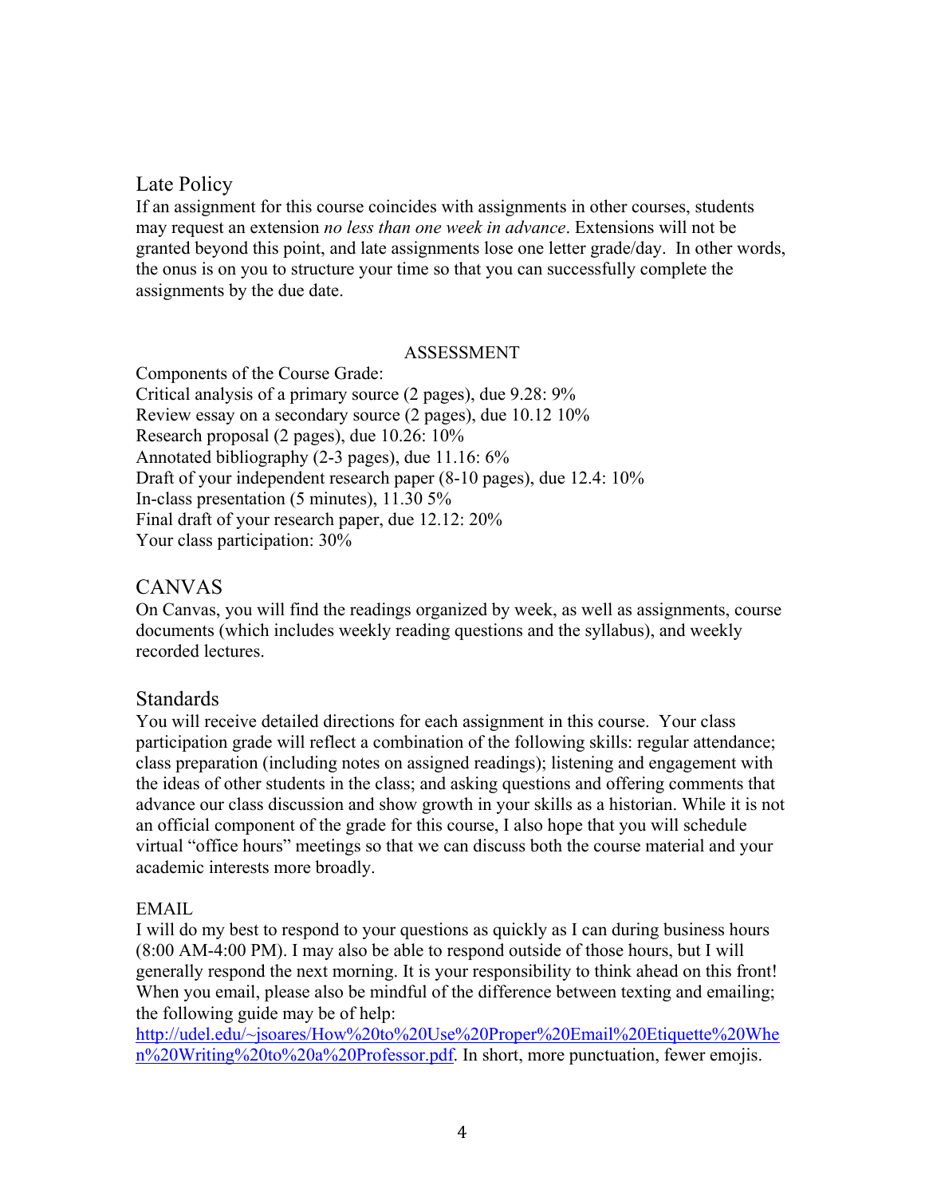## Late Policy

If an assignment for this course coincides with assignments in other courses, students may request an extension *no less than one week in advance*. Extensions will not be granted beyond this point, and late assignments lose one letter grade/day. In other words, the onus is on you to structure your time so that you can successfully complete the assignments by the due date.

### ASSESSMENT

Components of the Course Grade:
Critical analysis of a primary source (2 pages), due 9.28: 9%
Review essay on a secondary source (2 pages), due 10.12 10%
Research proposal (2 pages), due 10.26: 10%
Annotated bibliography (2-3 pages), due 11.16: 6%
Draft of your independent research paper (8-10 pages), due 12.4: 10%
In-class presentation (5 minutes), 11.30 5%
Final draft of your research paper, due 12.12: 20%
Your class participation: 30%

## CANVAS

On Canvas, you will find the readings organized by week, as well as assignments, course documents (which includes weekly reading questions and the syllabus), and weekly recorded lectures.

## Standards

You will receive detailed directions for each assignment in this course. Your class participation grade will reflect a combination of the following skills: regular attendance; class preparation (including notes on assigned readings); listening and engagement with the ideas of other students in the class; and asking questions and offering comments that advance our class discussion and show growth in your skills as a historian. While it is not an official component of the grade for this course, I also hope that you will schedule virtual "office hours" meetings so that we can discuss both the course material and your academic interests more broadly.

### EMAIL

I will do my best to respond to your questions as quickly as I can during business hours (8:00 AM-4:00 PM). I may also be able to respond outside of those hours, but I will generally respond the next morning. It is your responsibility to think ahead on this front! When you email, please also be mindful of the difference between texting and emailing; the following guide may be of help:
[http://udel.edu/~jsoares/How%20to%20Use%20Proper%20Email%20Etiquette%20When%20Writing%20to%20a%20Professor.pdf](http://udel.edu/~jsoares/How%20to%20Use%20Proper%20Email%20Etiquette%20When%20Writing%20to%20a%20Professor.pdf). In short, more punctuation, fewer emojis.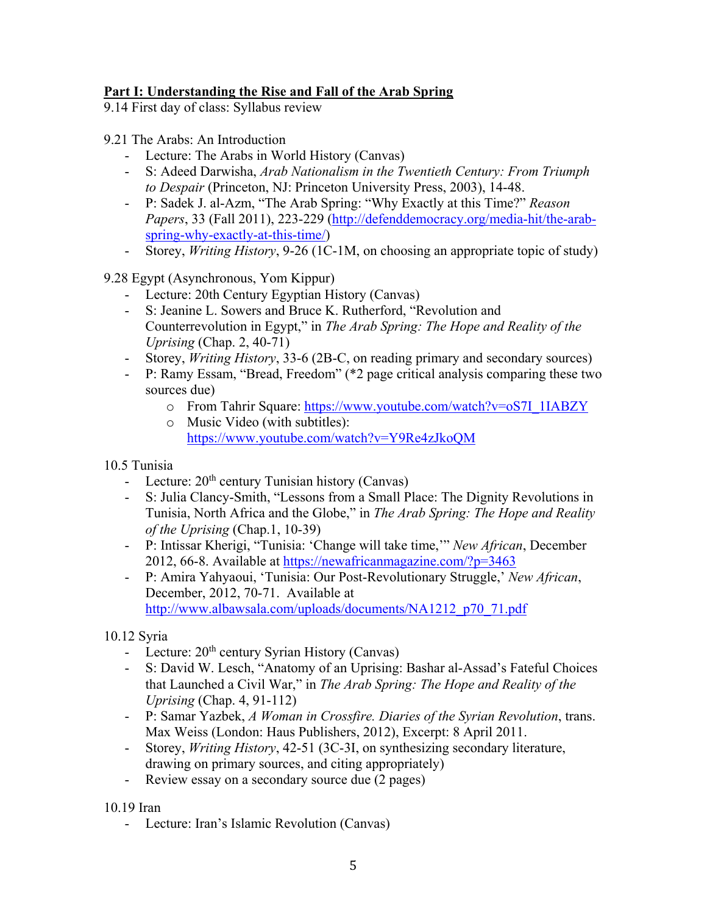**<u>Part I: Understanding the Rise and Fall of the Arab Spring</u>**

9.14 First day of class: Syllabus review

9.21 The Arabs: An Introduction

- Lecture: The Arabs in World History (Canvas)
- S: Adeed Darwisha, *Arab Nationalism in the Twentieth Century: From Triumph to Despair* (Princeton, NJ: Princeton University Press, 2003), 14-48.
- P: Sadek J. al-Azm, "The Arab Spring: "Why Exactly at this Time?" *Reason Papers*, 33 (Fall 2011), 223-229 (http://defenddemocracy.org/media-hit/the-arab-spring-why-exactly-at-this-time/)
- Storey, *Writing History*, 9-26 (1C-1M, on choosing an appropriate topic of study)

9.28 Egypt (Asynchronous, Yom Kippur)

- Lecture: 20th Century Egyptian History (Canvas)
- S: Jeanine L. Sowers and Bruce K. Rutherford, "Revolution and Counterrevolution in Egypt," in *The Arab Spring: The Hope and Reality of the Uprising* (Chap. 2, 40-71)
- Storey, *Writing History*, 33-6 (2B-C, on reading primary and secondary sources)
- P: Ramy Essam, "Bread, Freedom" (*2 page critical analysis comparing these two sources due)
  - From Tahrir Square: https://www.youtube.com/watch?v=oS7I_1IABZY
  - Music Video (with subtitles): https://www.youtube.com/watch?v=Y9Re4zJkoQM

10.5 Tunisia

- Lecture: 20th century Tunisian history (Canvas)
- S: Julia Clancy-Smith, "Lessons from a Small Place: The Dignity Revolutions in Tunisia, North Africa and the Globe," in *The Arab Spring: The Hope and Reality of the Uprising* (Chap.1, 10-39)
- P: Intissar Kherigi, "Tunisia: 'Change will take time,'" *New African*, December 2012, 66-8. Available at https://newafricanmagazine.com/?p=3463
- P: Amira Yahyaoui, 'Tunisia: Our Post-Revolutionary Struggle,' *New African*, December, 2012, 70-71. Available at http://www.albawsala.com/uploads/documents/NA1212_p70_71.pdf

10.12 Syria

- Lecture: 20th century Syrian History (Canvas)
- S: David W. Lesch, "Anatomy of an Uprising: Bashar al-Assad's Fateful Choices that Launched a Civil War," in *The Arab Spring: The Hope and Reality of the Uprising* (Chap. 4, 91-112)
- P: Samar Yazbek, *A Woman in Crossfire. Diaries of the Syrian Revolution*, trans. Max Weiss (London: Haus Publishers, 2012), Excerpt: 8 April 2011.
- Storey, *Writing History*, 42-51 (3C-3I, on synthesizing secondary literature, drawing on primary sources, and citing appropriately)
- Review essay on a secondary source due (2 pages)

10.19 Iran

- Lecture: Iran's Islamic Revolution (Canvas)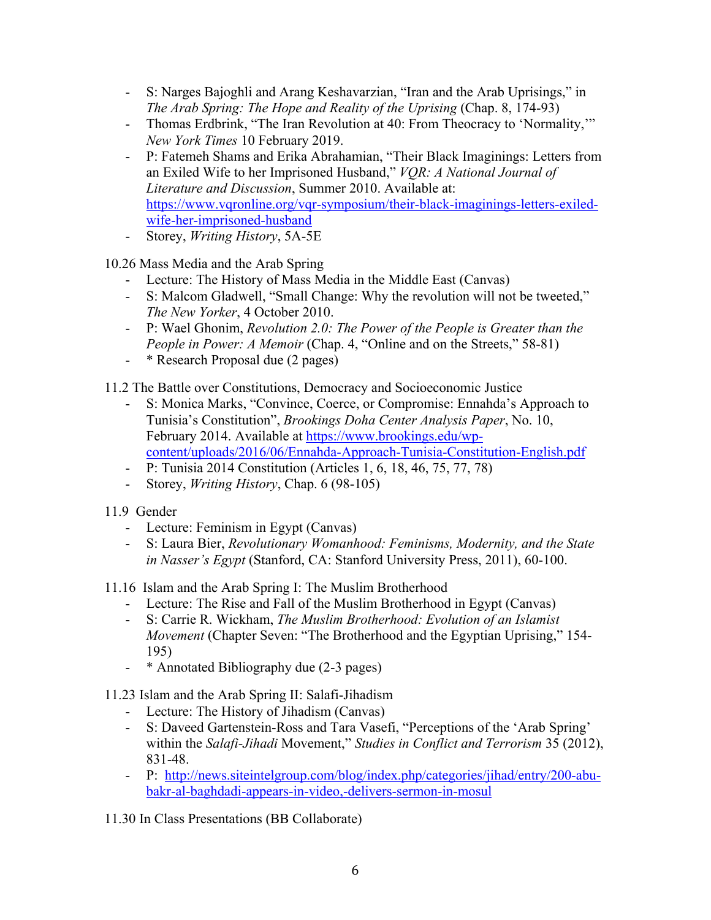- S: Narges Bajoghli and Arang Keshavarzian, "Iran and the Arab Uprisings," in *The Arab Spring: The Hope and Reality of the Uprising* (Chap. 8, 174-93)
- Thomas Erdbrink, "The Iran Revolution at 40: From Theocracy to 'Normality,'" *New York Times* 10 February 2019.
- P: Fatemeh Shams and Erika Abrahamian, "Their Black Imaginings: Letters from an Exiled Wife to her Imprisoned Husband," *VQR: A National Journal of Literature and Discussion*, Summer 2010. Available at: [https://www.vqronline.org/vqr-symposium/their-black-imaginings-letters-exiled-wife-her-imprisoned-husband](https://www.vqronline.org/vqr-symposium/their-black-imaginings-letters-exiled-wife-her-imprisoned-husband)
- Storey, *Writing History*, 5A-5E

10.26 Mass Media and the Arab Spring

- Lecture: The History of Mass Media in the Middle East (Canvas)
- S: Malcom Gladwell, "Small Change: Why the revolution will not be tweeted," *The New Yorker*, 4 October 2010.
- P: Wael Ghonim, *Revolution 2.0: The Power of the People is Greater than the People in Power: A Memoir* (Chap. 4, "Online and on the Streets," 58-81)
- * Research Proposal due (2 pages)

11.2 The Battle over Constitutions, Democracy and Socioeconomic Justice

- S: Monica Marks, "Convince, Coerce, or Compromise: Ennahda's Approach to Tunisia's Constitution", *Brookings Doha Center Analysis Paper*, No. 10, February 2014. Available at [https://www.brookings.edu/wp-content/uploads/2016/06/Ennahda-Approach-Tunisia-Constitution-English.pdf](https://www.brookings.edu/wp-content/uploads/2016/06/Ennahda-Approach-Tunisia-Constitution-English.pdf)
- P: Tunisia 2014 Constitution (Articles 1, 6, 18, 46, 75, 77, 78)
- Storey, *Writing History*, Chap. 6 (98-105)

11.9 Gender

- Lecture: Feminism in Egypt (Canvas)
- S: Laura Bier, *Revolutionary Womanhood: Feminisms, Modernity, and the State in Nasser's Egypt* (Stanford, CA: Stanford University Press, 2011), 60-100.

11.16 Islam and the Arab Spring I: The Muslim Brotherhood

- Lecture: The Rise and Fall of the Muslim Brotherhood in Egypt (Canvas)
- S: Carrie R. Wickham, *The Muslim Brotherhood: Evolution of an Islamist Movement* (Chapter Seven: "The Brotherhood and the Egyptian Uprising," 154-195)
- * Annotated Bibliography due (2-3 pages)

11.23 Islam and the Arab Spring II: Salafi-Jihadism

- Lecture: The History of Jihadism (Canvas)
- S: Daveed Gartenstein-Ross and Tara Vasefi, "Perceptions of the 'Arab Spring' within the *Salafi-Jihadi* Movement," *Studies in Conflict and Terrorism* 35 (2012), 831-48.
- P: [http://news.siteintelgroup.com/blog/index.php/categories/jihad/entry/200-abu-bakr-al-baghdadi-appears-in-video,-delivers-sermon-in-mosul](http://news.siteintelgroup.com/blog/index.php/categories/jihad/entry/200-abu-bakr-al-baghdadi-appears-in-video,-delivers-sermon-in-mosul)

11.30 In Class Presentations (BB Collaborate)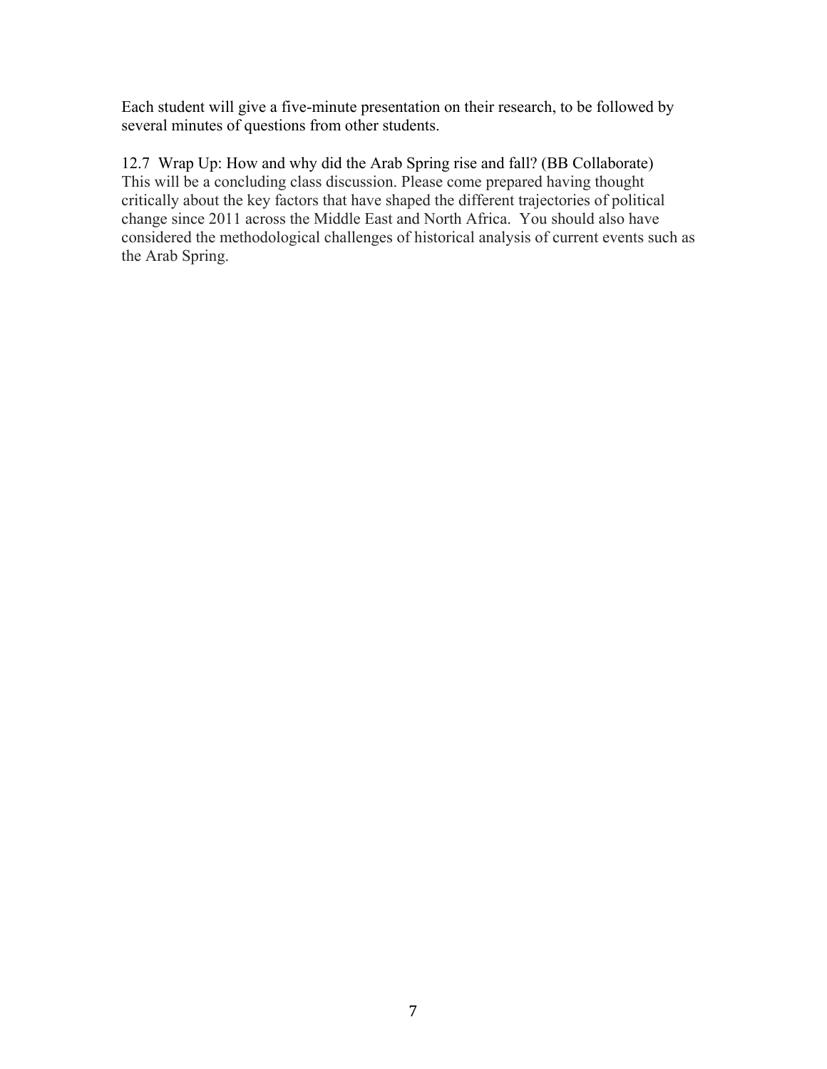Each student will give a five-minute presentation on their research, to be followed by several minutes of questions from other students.

12.7 Wrap Up: How and why did the Arab Spring rise and fall? (BB Collaborate)
This will be a concluding class discussion. Please come prepared having thought critically about the key factors that have shaped the different trajectories of political change since 2011 across the Middle East and North Africa. You should also have considered the methodological challenges of historical analysis of current events such as the Arab Spring.